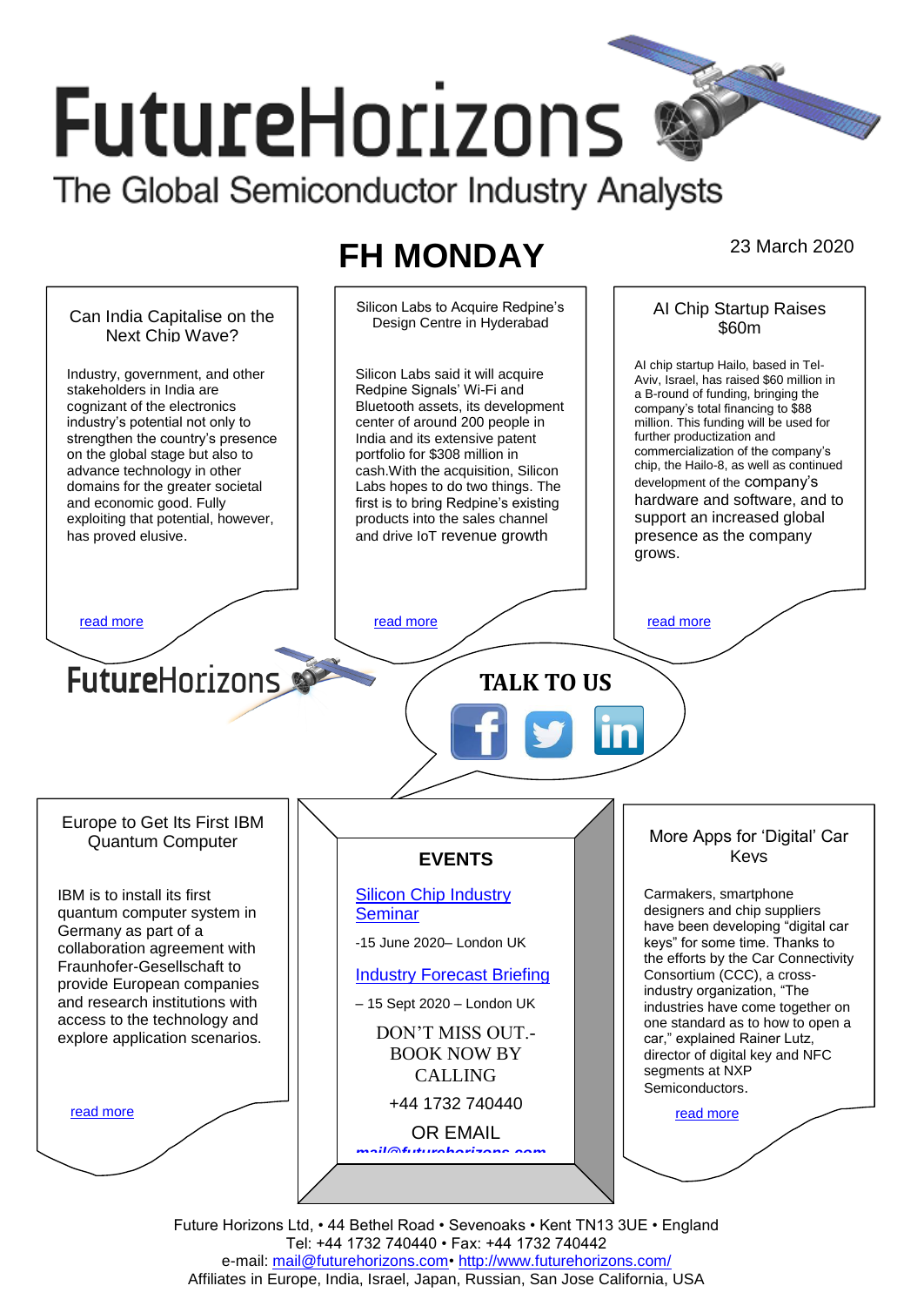# FutureHorizons

The Global Semiconductor Industry Analysts

## FH MONDAY

23 March 2020

### Can India Capitalise on the Next Chip Wave?

Industry, government, and other stakeholders in India are cognizant of the electronics industry's potential not only to strengthen the country's presence on the global stage but also to advance technology in other domains for the greater societal and economic good. Fully exploiting that potential, however, has proved elusive.

read more

### Silicon Labs to Acquire Redpine's Design Centre in Hyderabad

Silicon Labs said it will acquire Redpine Signals' Wi-Fi and Bluetooth assets, its development center of around 200 people in India and its extensive patent portfolio for $308 million in cash.With the acquisition, Silicon Labs hopes to do two things. The first is to bring Redpine's existing products into the sales channel and drive IoT revenue growth

read more

### AI Chip Startup Raises $60m

AI chip startup Hailo, based in Tel-Aviv, Israel, has raised $60 million in a B-round of funding, bringing the company's total financing to $88 million. This funding will be used for further productization and commercialization of the company's chip, the Hailo-8, as well as continued development of the company's hardware and software, and to support an increased global presence as the company grows.

read more

FutureHorizons

**TALK TO US**

### Europe to Get Its First IBM Quantum Computer

IBM is to install its first quantum computer system in Germany as part of a collaboration agreement with Fraunhofer-Gesellschaft to provide European companies and research institutions with access to the technology and explore application scenarios.

read more

### EVENTS

Silicon Chip Industry Seminar

-15 June 2020– London UK

Industry Forecast Briefing

– 15 Sept 2020 – London UK

DON'T MISS OUT.- BOOK NOW BY CALLING

+44 1732 740440

OR EMAIL

mail@futurehorizons.com

### More Apps for 'Digital' Car Keys

Carmakers, smartphone designers and chip suppliers have been developing "digital car keys" for some time. Thanks to the efforts by the Car Connectivity Consortium (CCC), a cross-industry organization, "The industries have come together on one standard as to how to open a car," explained Rainer Lutz, director of digital key and NFC segments at NXP Semiconductors.

read more

Future Horizons Ltd, • 44 Bethel Road • Sevenoaks • Kent TN13 3UE • England
Tel: +44 1732 740440 • Fax: +44 1732 740442
e-mail: mail@futurehorizons.com• http://www.futurehorizons.com/
Affiliates in Europe, India, Israel, Japan, Russian, San Jose California, USA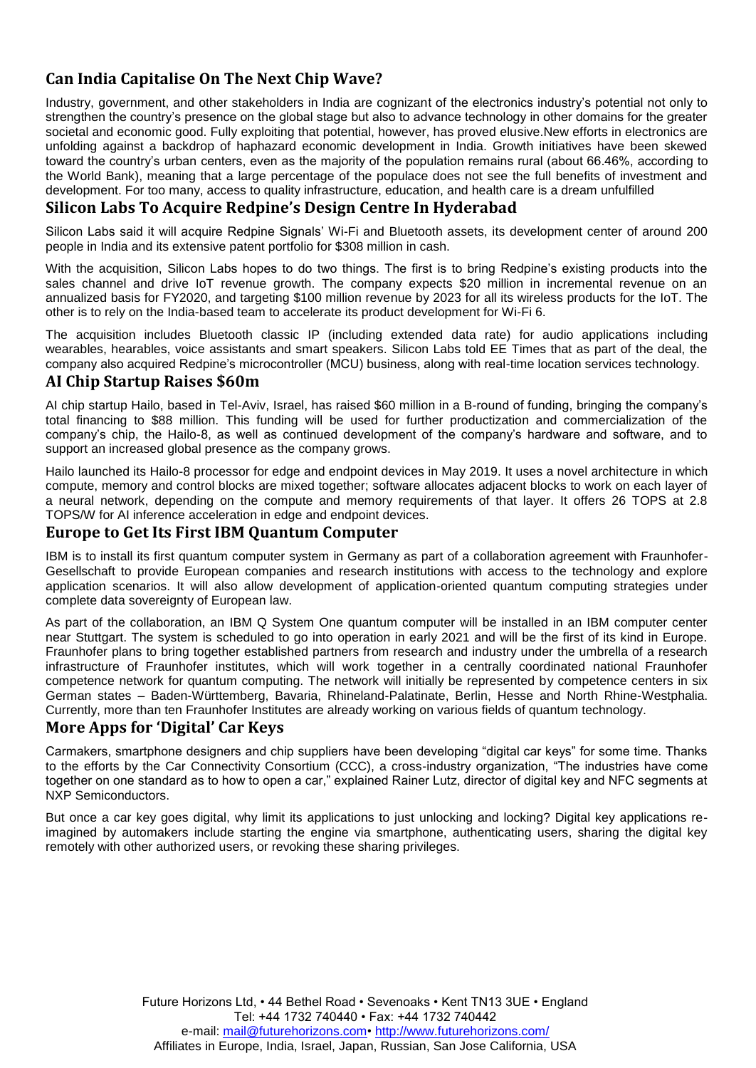## Can India Capitalise On The Next Chip Wave?

Industry, government, and other stakeholders in India are cognizant of the electronics industry's potential not only to strengthen the country's presence on the global stage but also to advance technology in other domains for the greater societal and economic good. Fully exploiting that potential, however, has proved elusive.New efforts in electronics are unfolding against a backdrop of haphazard economic development in India. Growth initiatives have been skewed toward the country's urban centers, even as the majority of the population remains rural (about 66.46%, according to the World Bank), meaning that a large percentage of the populace does not see the full benefits of investment and development. For too many, access to quality infrastructure, education, and health care is a dream unfulfilled

## Silicon Labs To Acquire Redpine's Design Centre In Hyderabad

Silicon Labs said it will acquire Redpine Signals' Wi-Fi and Bluetooth assets, its development center of around 200 people in India and its extensive patent portfolio for $308 million in cash.

With the acquisition, Silicon Labs hopes to do two things. The first is to bring Redpine's existing products into the sales channel and drive IoT revenue growth. The company expects $20 million in incremental revenue on an annualized basis for FY2020, and targeting $100 million revenue by 2023 for all its wireless products for the IoT. The other is to rely on the India-based team to accelerate its product development for Wi-Fi 6.

The acquisition includes Bluetooth classic IP (including extended data rate) for audio applications including wearables, hearables, voice assistants and smart speakers. Silicon Labs told EE Times that as part of the deal, the company also acquired Redpine's microcontroller (MCU) business, along with real-time location services technology.

## AI Chip Startup Raises $60m

AI chip startup Hailo, based in Tel-Aviv, Israel, has raised $60 million in a B-round of funding, bringing the company's total financing to $88 million. This funding will be used for further productization and commercialization of the company's chip, the Hailo-8, as well as continued development of the company's hardware and software, and to support an increased global presence as the company grows.

Hailo launched its Hailo-8 processor for edge and endpoint devices in May 2019. It uses a novel architecture in which compute, memory and control blocks are mixed together; software allocates adjacent blocks to work on each layer of a neural network, depending on the compute and memory requirements of that layer. It offers 26 TOPS at 2.8 TOPS/W for AI inference acceleration in edge and endpoint devices.

## Europe to Get Its First IBM Quantum Computer

IBM is to install its first quantum computer system in Germany as part of a collaboration agreement with Fraunhofer-Gesellschaft to provide European companies and research institutions with access to the technology and explore application scenarios. It will also allow development of application-oriented quantum computing strategies under complete data sovereignty of European law.

As part of the collaboration, an IBM Q System One quantum computer will be installed in an IBM computer center near Stuttgart. The system is scheduled to go into operation in early 2021 and will be the first of its kind in Europe. Fraunhofer plans to bring together established partners from research and industry under the umbrella of a research infrastructure of Fraunhofer institutes, which will work together in a centrally coordinated national Fraunhofer competence network for quantum computing. The network will initially be represented by competence centers in six German states – Baden-Württemberg, Bavaria, Rhineland-Palatinate, Berlin, Hesse and North Rhine-Westphalia. Currently, more than ten Fraunhofer Institutes are already working on various fields of quantum technology.

## More Apps for 'Digital' Car Keys

Carmakers, smartphone designers and chip suppliers have been developing "digital car keys" for some time. Thanks to the efforts by the Car Connectivity Consortium (CCC), a cross-industry organization, "The industries have come together on one standard as to how to open a car," explained Rainer Lutz, director of digital key and NFC segments at NXP Semiconductors.

But once a car key goes digital, why limit its applications to just unlocking and locking? Digital key applications re-imagined by automakers include starting the engine via smartphone, authenticating users, sharing the digital key remotely with other authorized users, or revoking these sharing privileges.